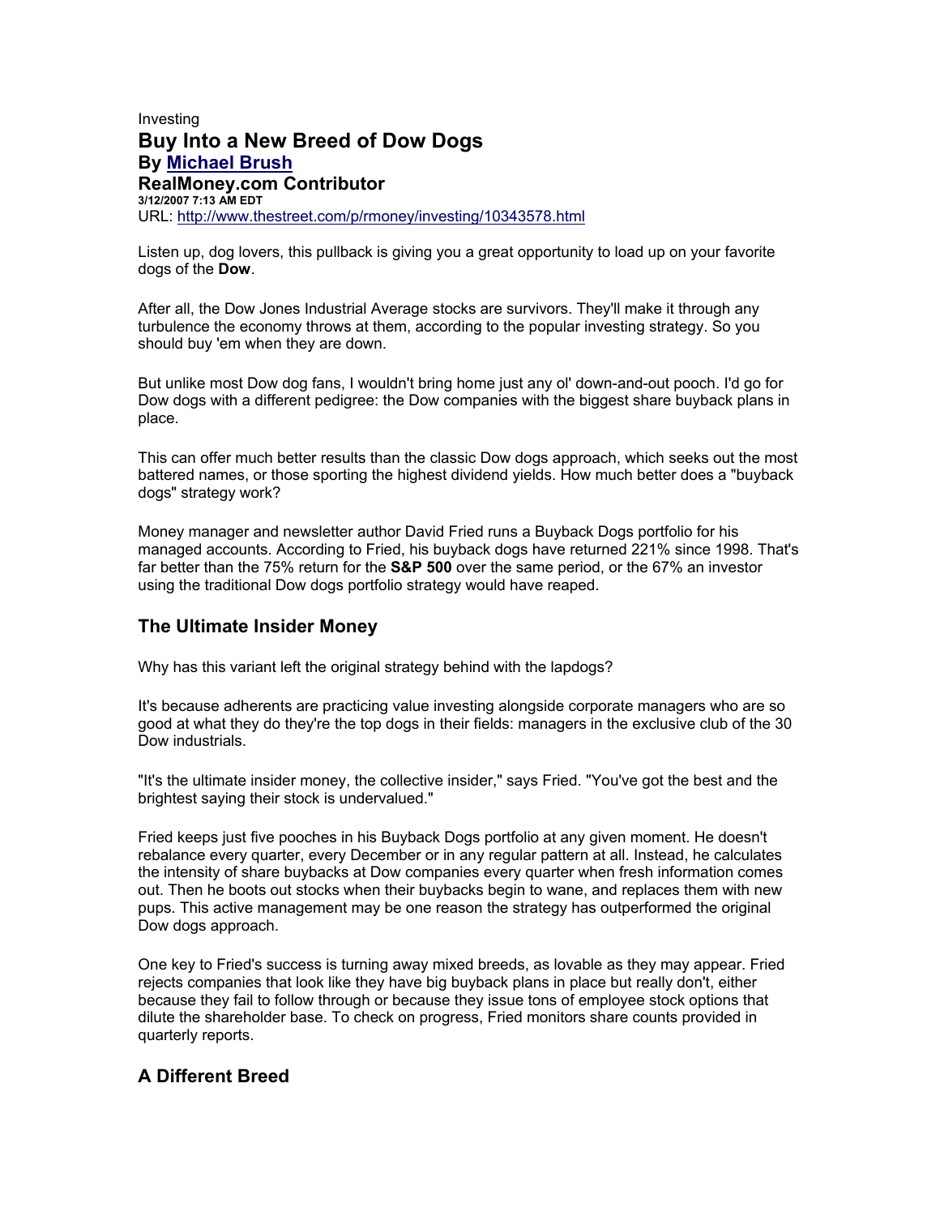Investing

# Buy Into a New Breed of Dow Dogs

**By [Michael Brush](#)**

**RealMoney.com Contributor**

**3/12/2007 7:13 AM EDT**

URL: http://www.thestreet.com/p/rmoney/investing/10343578.html

Listen up, dog lovers, this pullback is giving you a great opportunity to load up on your favorite dogs of the **Dow**.

After all, the Dow Jones Industrial Average stocks are survivors. They'll make it through any turbulence the economy throws at them, according to the popular investing strategy. So you should buy 'em when they are down.

But unlike most Dow dog fans, I wouldn't bring home just any ol' down-and-out pooch. I'd go for Dow dogs with a different pedigree: the Dow companies with the biggest share buyback plans in place.

This can offer much better results than the classic Dow dogs approach, which seeks out the most battered names, or those sporting the highest dividend yields. How much better does a "buyback dogs" strategy work?

Money manager and newsletter author David Fried runs a Buyback Dogs portfolio for his managed accounts. According to Fried, his buyback dogs have returned 221% since 1998. That's far better than the 75% return for the **S&P 500** over the same period, or the 67% an investor using the traditional Dow dogs portfolio strategy would have reaped.

## The Ultimate Insider Money

Why has this variant left the original strategy behind with the lapdogs?

It's because adherents are practicing value investing alongside corporate managers who are so good at what they do they're the top dogs in their fields: managers in the exclusive club of the 30 Dow industrials.

"It's the ultimate insider money, the collective insider," says Fried. "You've got the best and the brightest saying their stock is undervalued."

Fried keeps just five pooches in his Buyback Dogs portfolio at any given moment. He doesn't rebalance every quarter, every December or in any regular pattern at all. Instead, he calculates the intensity of share buybacks at Dow companies every quarter when fresh information comes out. Then he boots out stocks when their buybacks begin to wane, and replaces them with new pups. This active management may be one reason the strategy has outperformed the original Dow dogs approach.

One key to Fried's success is turning away mixed breeds, as lovable as they may appear. Fried rejects companies that look like they have big buyback plans in place but really don't, either because they fail to follow through or because they issue tons of employee stock options that dilute the shareholder base. To check on progress, Fried monitors share counts provided in quarterly reports.

## A Different Breed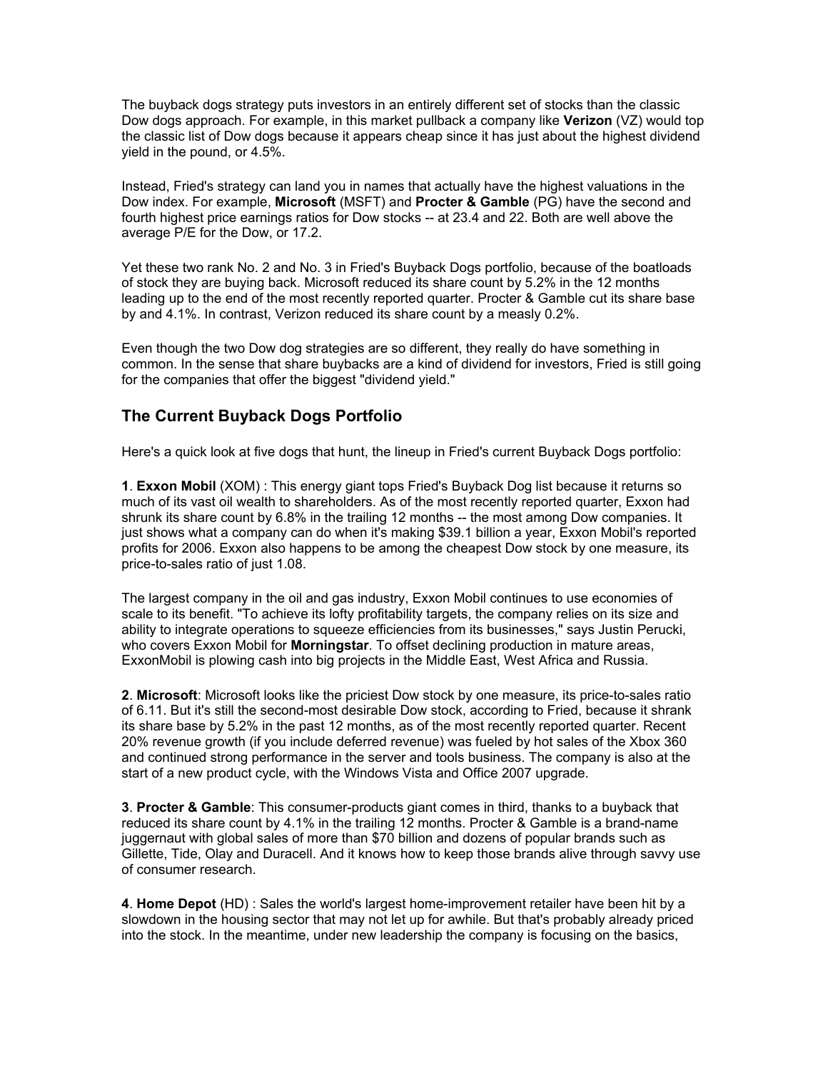The buyback dogs strategy puts investors in an entirely different set of stocks than the classic Dow dogs approach. For example, in this market pullback a company like **Verizon** (VZ) would top the classic list of Dow dogs because it appears cheap since it has just about the highest dividend yield in the pound, or 4.5%.

Instead, Fried's strategy can land you in names that actually have the highest valuations in the Dow index. For example, **Microsoft** (MSFT) and **Procter & Gamble** (PG) have the second and fourth highest price earnings ratios for Dow stocks -- at 23.4 and 22. Both are well above the average P/E for the Dow, or 17.2.

Yet these two rank No. 2 and No. 3 in Fried's Buyback Dogs portfolio, because of the boatloads of stock they are buying back. Microsoft reduced its share count by 5.2% in the 12 months leading up to the end of the most recently reported quarter. Procter & Gamble cut its share base by and 4.1%. In contrast, Verizon reduced its share count by a measly 0.2%.

Even though the two Dow dog strategies are so different, they really do have something in common. In the sense that share buybacks are a kind of dividend for investors, Fried is still going for the companies that offer the biggest "dividend yield."

## The Current Buyback Dogs Portfolio

Here's a quick look at five dogs that hunt, the lineup in Fried's current Buyback Dogs portfolio:

**1**. **Exxon Mobil** (XOM) : This energy giant tops Fried's Buyback Dog list because it returns so much of its vast oil wealth to shareholders. As of the most recently reported quarter, Exxon had shrunk its share count by 6.8% in the trailing 12 months -- the most among Dow companies. It just shows what a company can do when it's making $39.1 billion a year, Exxon Mobil's reported profits for 2006. Exxon also happens to be among the cheapest Dow stock by one measure, its price-to-sales ratio of just 1.08.

The largest company in the oil and gas industry, Exxon Mobil continues to use economies of scale to its benefit. "To achieve its lofty profitability targets, the company relies on its size and ability to integrate operations to squeeze efficiencies from its businesses," says Justin Perucki, who covers Exxon Mobil for **Morningstar**. To offset declining production in mature areas, ExxonMobil is plowing cash into big projects in the Middle East, West Africa and Russia.

**2**. **Microsoft**: Microsoft looks like the priciest Dow stock by one measure, its price-to-sales ratio of 6.11. But it's still the second-most desirable Dow stock, according to Fried, because it shrank its share base by 5.2% in the past 12 months, as of the most recently reported quarter. Recent 20% revenue growth (if you include deferred revenue) was fueled by hot sales of the Xbox 360 and continued strong performance in the server and tools business. The company is also at the start of a new product cycle, with the Windows Vista and Office 2007 upgrade.

**3**. **Procter & Gamble**: This consumer-products giant comes in third, thanks to a buyback that reduced its share count by 4.1% in the trailing 12 months. Procter & Gamble is a brand-name juggernaut with global sales of more than $70 billion and dozens of popular brands such as Gillette, Tide, Olay and Duracell. And it knows how to keep those brands alive through savvy use of consumer research.

**4**. **Home Depot** (HD) : Sales the world's largest home-improvement retailer have been hit by a slowdown in the housing sector that may not let up for awhile. But that's probably already priced into the stock. In the meantime, under new leadership the company is focusing on the basics,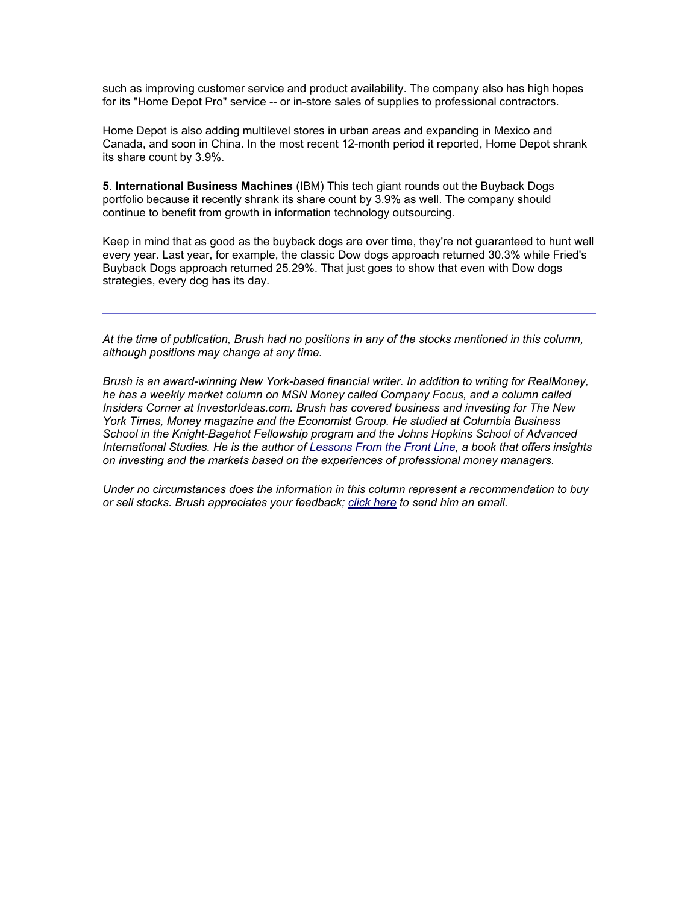such as improving customer service and product availability. The company also has high hopes for its "Home Depot Pro" service -- or in-store sales of supplies to professional contractors.

Home Depot is also adding multilevel stores in urban areas and expanding in Mexico and Canada, and soon in China. In the most recent 12-month period it reported, Home Depot shrank its share count by 3.9%.

**5**. **International Business Machines** (IBM) This tech giant rounds out the Buyback Dogs portfolio because it recently shrank its share count by 3.9% as well. The company should continue to benefit from growth in information technology outsourcing.

Keep in mind that as good as the buyback dogs are over time, they're not guaranteed to hunt well every year. Last year, for example, the classic Dow dogs approach returned 30.3% while Fried's Buyback Dogs approach returned 25.29%. That just goes to show that even with Dow dogs strategies, every dog has its day.

---

*At the time of publication, Brush had no positions in any of the stocks mentioned in this column, although positions may change at any time.*

*Brush is an award-winning New York-based financial writer. In addition to writing for RealMoney, he has a weekly market column on MSN Money called Company Focus, and a column called Insiders Corner at InvestorIdeas.com. Brush has covered business and investing for The New York Times, Money magazine and the Economist Group. He studied at Columbia Business School in the Knight-Bagehot Fellowship program and the Johns Hopkins School of Advanced International Studies. He is the author of Lessons From the Front Line, a book that offers insights on investing and the markets based on the experiences of professional money managers.*

*Under no circumstances does the information in this column represent a recommendation to buy or sell stocks. Brush appreciates your feedback; click here to send him an email.*